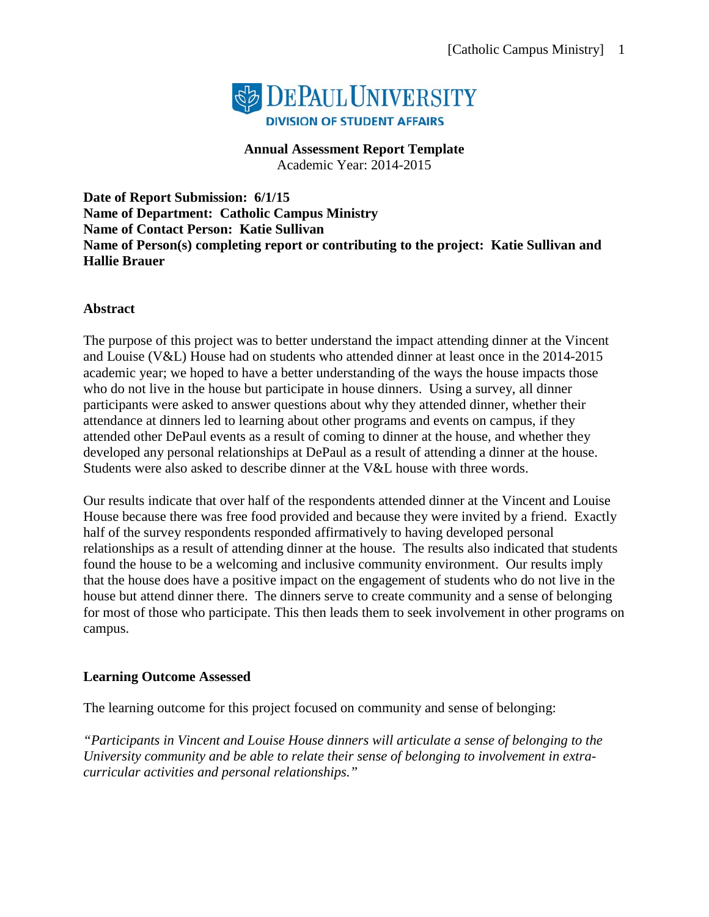DePaul University
Division of Student Affairs

**Annual Assessment Report Template**
Academic Year: 2014-2015

**Date of Report Submission: 6/1/15**
**Name of Department: Catholic Campus Ministry**
**Name of Contact Person: Katie Sullivan**
**Name of Person(s) completing report or contributing to the project: Katie Sullivan and Hallie Brauer**

## Abstract

The purpose of this project was to better understand the impact attending dinner at the Vincent and Louise (V&L) House had on students who attended dinner at least once in the 2014-2015 academic year; we hoped to have a better understanding of the ways the house impacts those who do not live in the house but participate in house dinners. Using a survey, all dinner participants were asked to answer questions about why they attended dinner, whether their attendance at dinners led to learning about other programs and events on campus, if they attended other DePaul events as a result of coming to dinner at the house, and whether they developed any personal relationships at DePaul as a result of attending a dinner at the house. Students were also asked to describe dinner at the V&L house with three words.

Our results indicate that over half of the respondents attended dinner at the Vincent and Louise House because there was free food provided and because they were invited by a friend. Exactly half of the survey respondents responded affirmatively to having developed personal relationships as a result of attending dinner at the house. The results also indicated that students found the house to be a welcoming and inclusive community environment. Our results imply that the house does have a positive impact on the engagement of students who do not live in the house but attend dinner there. The dinners serve to create community and a sense of belonging for most of those who participate. This then leads them to seek involvement in other programs on campus.

## Learning Outcome Assessed

The learning outcome for this project focused on community and sense of belonging:

*"Participants in Vincent and Louise House dinners will articulate a sense of belonging to the University community and be able to relate their sense of belonging to involvement in extra-curricular activities and personal relationships."*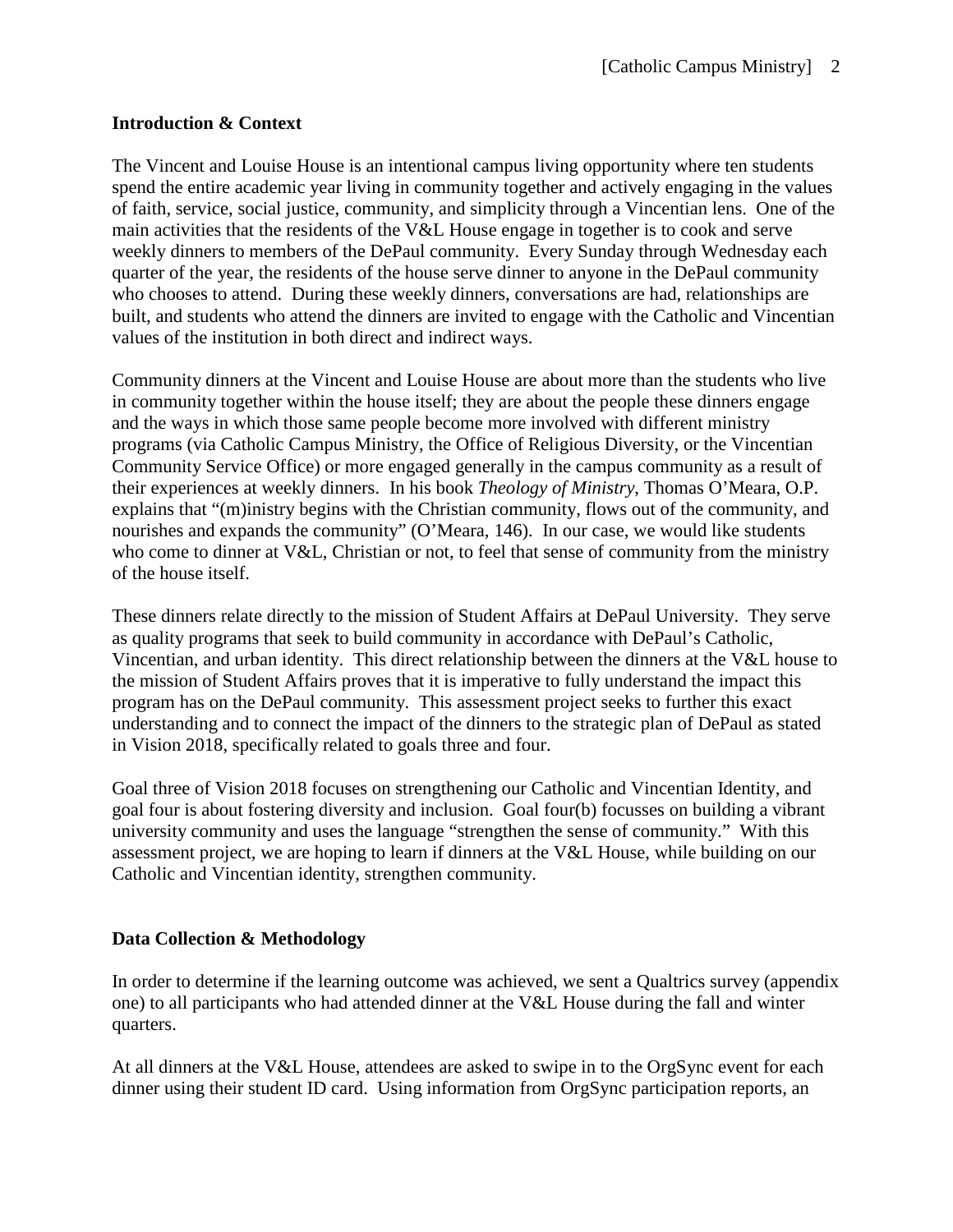**Introduction & Context**

The Vincent and Louise House is an intentional campus living opportunity where ten students spend the entire academic year living in community together and actively engaging in the values of faith, service, social justice, community, and simplicity through a Vincentian lens. One of the main activities that the residents of the V&L House engage in together is to cook and serve weekly dinners to members of the DePaul community. Every Sunday through Wednesday each quarter of the year, the residents of the house serve dinner to anyone in the DePaul community who chooses to attend. During these weekly dinners, conversations are had, relationships are built, and students who attend the dinners are invited to engage with the Catholic and Vincentian values of the institution in both direct and indirect ways.

Community dinners at the Vincent and Louise House are about more than the students who live in community together within the house itself; they are about the people these dinners engage and the ways in which those same people become more involved with different ministry programs (via Catholic Campus Ministry, the Office of Religious Diversity, or the Vincentian Community Service Office) or more engaged generally in the campus community as a result of their experiences at weekly dinners. In his book *Theology of Ministry*, Thomas O'Meara, O.P. explains that "(m)inistry begins with the Christian community, flows out of the community, and nourishes and expands the community" (O'Meara, 146). In our case, we would like students who come to dinner at V&L, Christian or not, to feel that sense of community from the ministry of the house itself.

These dinners relate directly to the mission of Student Affairs at DePaul University. They serve as quality programs that seek to build community in accordance with DePaul's Catholic, Vincentian, and urban identity. This direct relationship between the dinners at the V&L house to the mission of Student Affairs proves that it is imperative to fully understand the impact this program has on the DePaul community. This assessment project seeks to further this exact understanding and to connect the impact of the dinners to the strategic plan of DePaul as stated in Vision 2018, specifically related to goals three and four.

Goal three of Vision 2018 focuses on strengthening our Catholic and Vincentian Identity, and goal four is about fostering diversity and inclusion. Goal four(b) focusses on building a vibrant university community and uses the language "strengthen the sense of community." With this assessment project, we are hoping to learn if dinners at the V&L House, while building on our Catholic and Vincentian identity, strengthen community.

**Data Collection & Methodology**

In order to determine if the learning outcome was achieved, we sent a Qualtrics survey (appendix one) to all participants who had attended dinner at the V&L House during the fall and winter quarters.

At all dinners at the V&L House, attendees are asked to swipe in to the OrgSync event for each dinner using their student ID card. Using information from OrgSync participation reports, an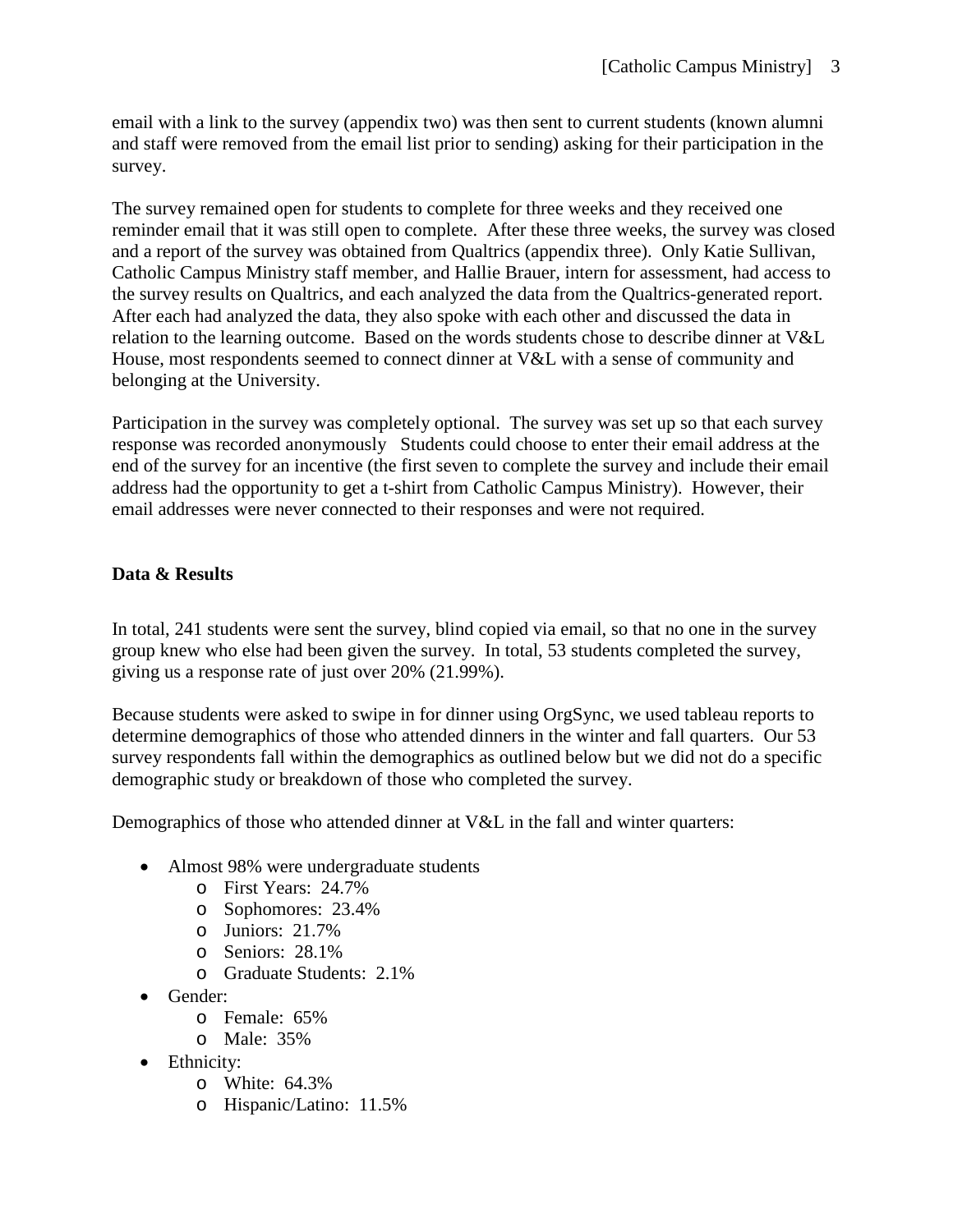email with a link to the survey (appendix two) was then sent to current students (known alumni and staff were removed from the email list prior to sending) asking for their participation in the survey.

The survey remained open for students to complete for three weeks and they received one reminder email that it was still open to complete. After these three weeks, the survey was closed and a report of the survey was obtained from Qualtrics (appendix three). Only Katie Sullivan, Catholic Campus Ministry staff member, and Hallie Brauer, intern for assessment, had access to the survey results on Qualtrics, and each analyzed the data from the Qualtrics-generated report. After each had analyzed the data, they also spoke with each other and discussed the data in relation to the learning outcome. Based on the words students chose to describe dinner at V&L House, most respondents seemed to connect dinner at V&L with a sense of community and belonging at the University.

Participation in the survey was completely optional. The survey was set up so that each survey response was recorded anonymously Students could choose to enter their email address at the end of the survey for an incentive (the first seven to complete the survey and include their email address had the opportunity to get a t-shirt from Catholic Campus Ministry). However, their email addresses were never connected to their responses and were not required.

**Data & Results**

In total, 241 students were sent the survey, blind copied via email, so that no one in the survey group knew who else had been given the survey. In total, 53 students completed the survey, giving us a response rate of just over 20% (21.99%).

Because students were asked to swipe in for dinner using OrgSync, we used tableau reports to determine demographics of those who attended dinners in the winter and fall quarters. Our 53 survey respondents fall within the demographics as outlined below but we did not do a specific demographic study or breakdown of those who completed the survey.

Demographics of those who attended dinner at V&L in the fall and winter quarters:

- Almost 98% were undergraduate students
  - First Years: 24.7%
  - Sophomores: 23.4%
  - Juniors: 21.7%
  - Seniors: 28.1%
  - Graduate Students: 2.1%
- Gender:
  - Female: 65%
  - Male: 35%
- Ethnicity:
  - White: 64.3%
  - Hispanic/Latino: 11.5%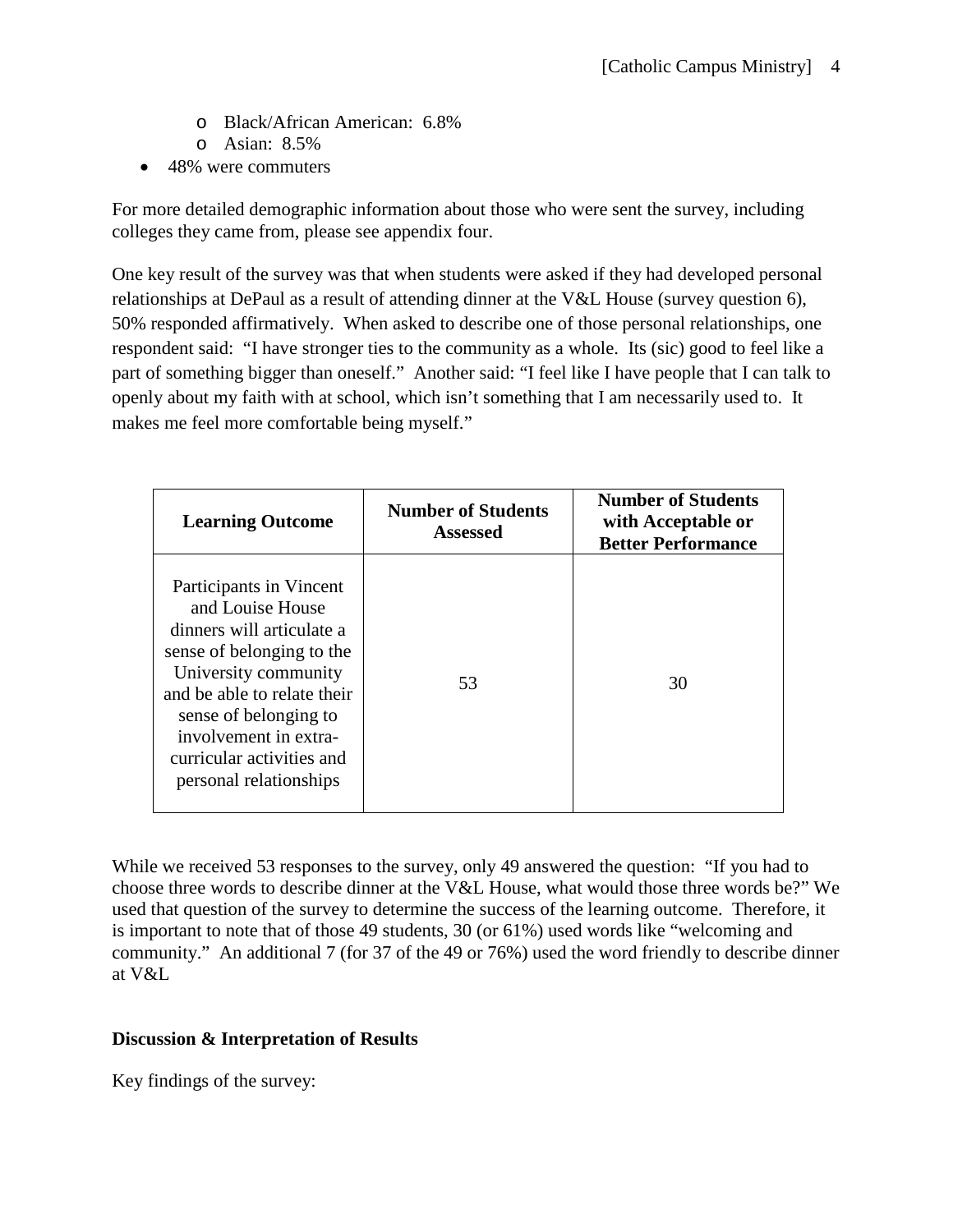- Black/African American: 6.8%
  - Asian: 8.5%
- 48% were commuters

For more detailed demographic information about those who were sent the survey, including colleges they came from, please see appendix four.

One key result of the survey was that when students were asked if they had developed personal relationships at DePaul as a result of attending dinner at the V&L House (survey question 6), 50% responded affirmatively. When asked to describe one of those personal relationships, one respondent said: "I have stronger ties to the community as a whole. Its (sic) good to feel like a part of something bigger than oneself." Another said: "I feel like I have people that I can talk to openly about my faith with at school, which isn't something that I am necessarily used to. It makes me feel more comfortable being myself."

| Learning Outcome | Number of Students Assessed | Number of Students with Acceptable or Better Performance |
| --- | --- | --- |
| Participants in Vincent and Louise House dinners will articulate a sense of belonging to the University community and be able to relate their sense of belonging to involvement in extra-curricular activities and personal relationships | 53 | 30 |

While we received 53 responses to the survey, only 49 answered the question: "If you had to choose three words to describe dinner at the V&L House, what would those three words be?" We used that question of the survey to determine the success of the learning outcome. Therefore, it is important to note that of those 49 students, 30 (or 61%) used words like "welcoming and community." An additional 7 (for 37 of the 49 or 76%) used the word friendly to describe dinner at V&L

**Discussion & Interpretation of Results**

Key findings of the survey: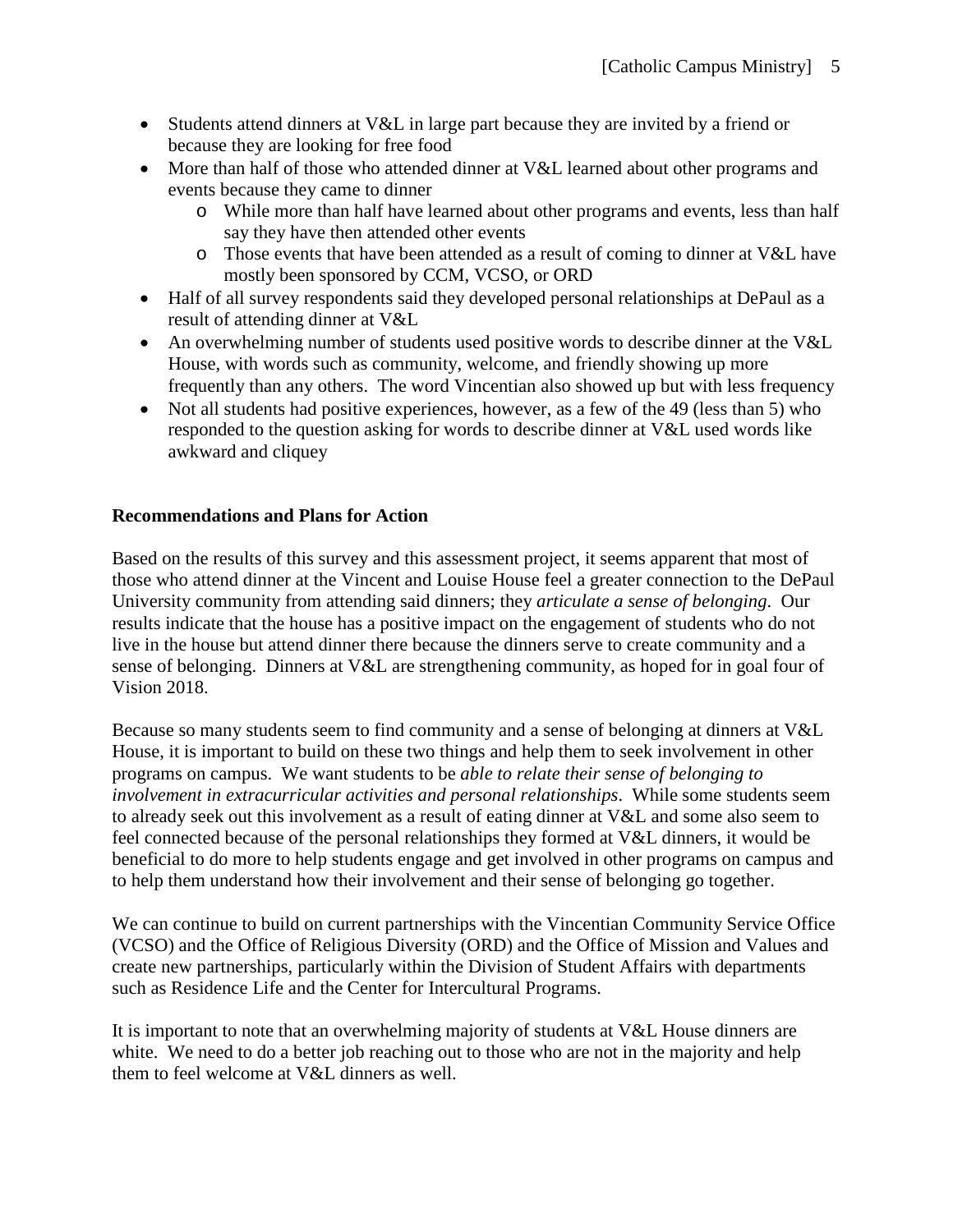- Students attend dinners at V&L in large part because they are invited by a friend or because they are looking for free food
- More than half of those who attended dinner at V&L learned about other programs and events because they came to dinner
  - While more than half have learned about other programs and events, less than half say they have then attended other events
  - Those events that have been attended as a result of coming to dinner at V&L have mostly been sponsored by CCM, VCSO, or ORD
- Half of all survey respondents said they developed personal relationships at DePaul as a result of attending dinner at V&L
- An overwhelming number of students used positive words to describe dinner at the V&L House, with words such as community, welcome, and friendly showing up more frequently than any others. The word Vincentian also showed up but with less frequency
- Not all students had positive experiences, however, as a few of the 49 (less than 5) who responded to the question asking for words to describe dinner at V&L used words like awkward and cliquey

**Recommendations and Plans for Action**

Based on the results of this survey and this assessment project, it seems apparent that most of those who attend dinner at the Vincent and Louise House feel a greater connection to the DePaul University community from attending said dinners; they *articulate a sense of belonging*. Our results indicate that the house has a positive impact on the engagement of students who do not live in the house but attend dinner there because the dinners serve to create community and a sense of belonging. Dinners at V&L are strengthening community, as hoped for in goal four of Vision 2018.

Because so many students seem to find community and a sense of belonging at dinners at V&L House, it is important to build on these two things and help them to seek involvement in other programs on campus. We want students to be *able to relate their sense of belonging to involvement in extracurricular activities and personal relationships*. While some students seem to already seek out this involvement as a result of eating dinner at V&L and some also seem to feel connected because of the personal relationships they formed at V&L dinners, it would be beneficial to do more to help students engage and get involved in other programs on campus and to help them understand how their involvement and their sense of belonging go together.

We can continue to build on current partnerships with the Vincentian Community Service Office (VCSO) and the Office of Religious Diversity (ORD) and the Office of Mission and Values and create new partnerships, particularly within the Division of Student Affairs with departments such as Residence Life and the Center for Intercultural Programs.

It is important to note that an overwhelming majority of students at V&L House dinners are white. We need to do a better job reaching out to those who are not in the majority and help them to feel welcome at V&L dinners as well.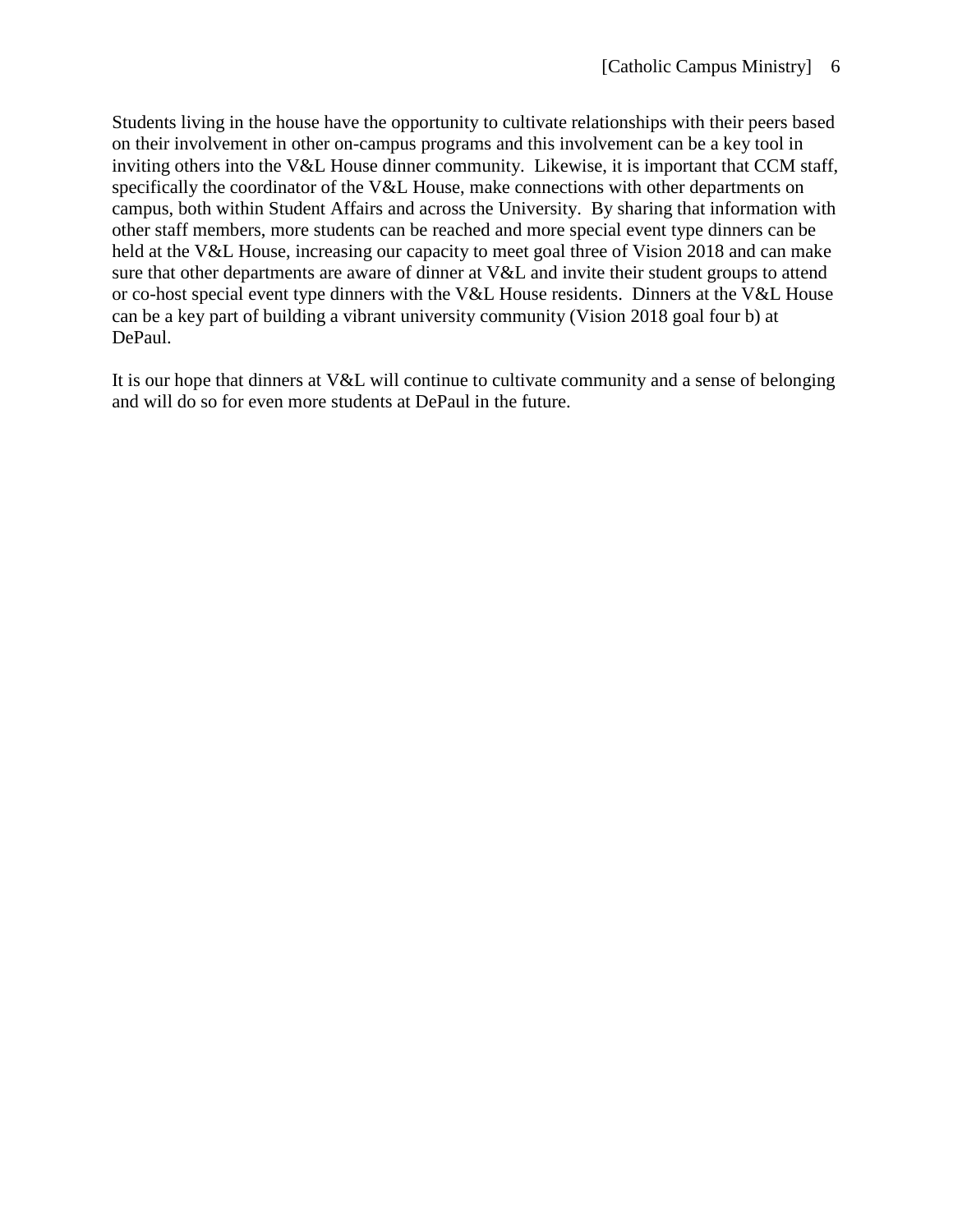Students living in the house have the opportunity to cultivate relationships with their peers based on their involvement in other on-campus programs and this involvement can be a key tool in inviting others into the V&L House dinner community.  Likewise, it is important that CCM staff, specifically the coordinator of the V&L House, make connections with other departments on campus, both within Student Affairs and across the University.  By sharing that information with other staff members, more students can be reached and more special event type dinners can be held at the V&L House, increasing our capacity to meet goal three of Vision 2018 and can make sure that other departments are aware of dinner at V&L and invite their student groups to attend or co-host special event type dinners with the V&L House residents.  Dinners at the V&L House can be a key part of building a vibrant university community (Vision 2018 goal four b) at DePaul.

It is our hope that dinners at V&L will continue to cultivate community and a sense of belonging and will do so for even more students at DePaul in the future.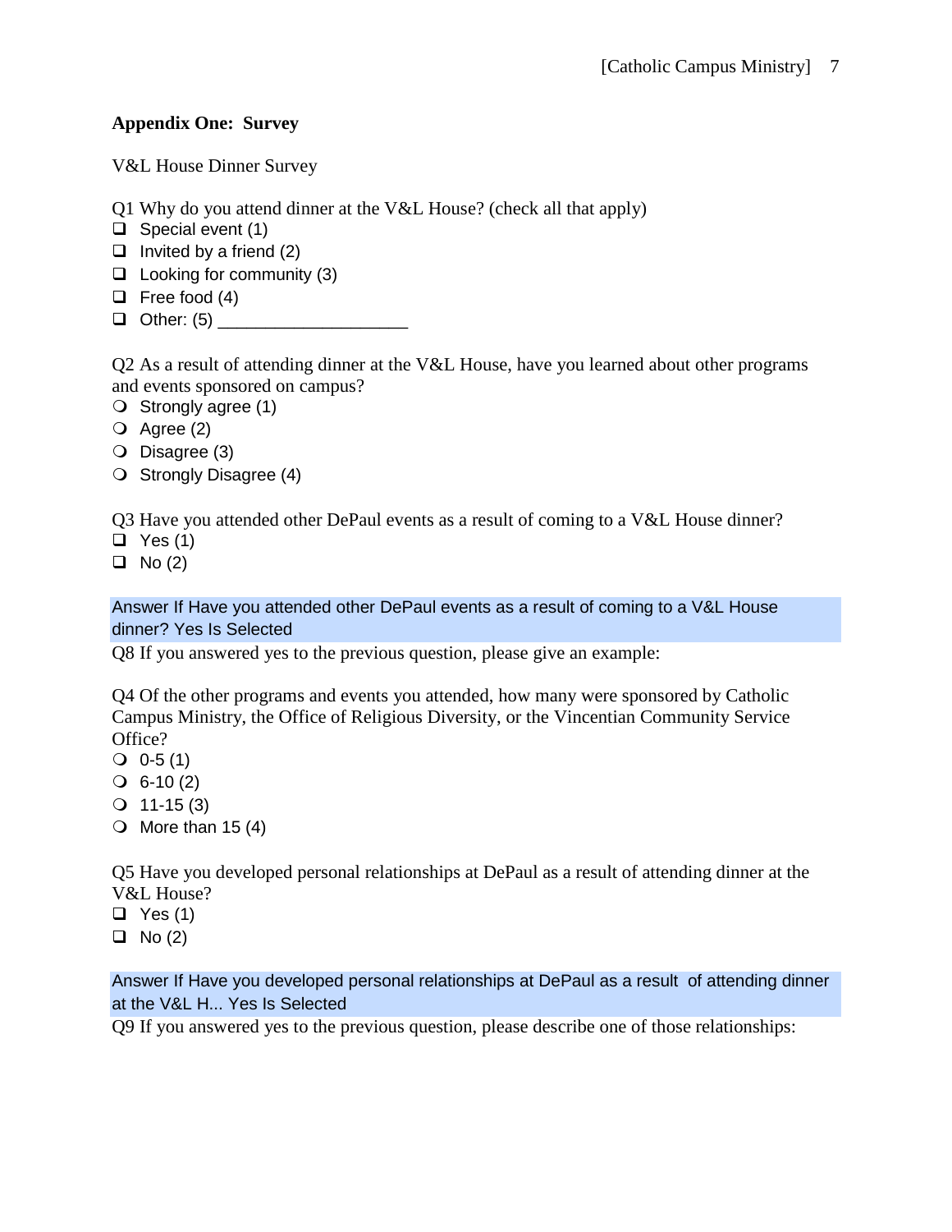**Appendix One: Survey**

V&L House Dinner Survey

Q1 Why do you attend dinner at the V&L House? (check all that apply)

- ❑ Special event (1)
- ❑ Invited by a friend (2)
- ❑ Looking for community (3)
- ❑ Free food (4)
- ❑ Other: (5) ____________________

Q2 As a result of attending dinner at the V&L House, have you learned about other programs and events sponsored on campus?

- ❍ Strongly agree (1)
- ❍ Agree (2)
- ❍ Disagree (3)
- ❍ Strongly Disagree (4)

Q3 Have you attended other DePaul events as a result of coming to a V&L House dinner?

- ❑ Yes (1)
- ❑ No (2)

Answer If Have you attended other DePaul events as a result of coming to a V&L House dinner? Yes Is Selected

Q8 If you answered yes to the previous question, please give an example:

Q4 Of the other programs and events you attended, how many were sponsored by Catholic Campus Ministry, the Office of Religious Diversity, or the Vincentian Community Service Office?

- ❍ 0-5 (1)
- ❍ 6-10 (2)
- ❍ 11-15 (3)
- ❍ More than 15 (4)

Q5 Have you developed personal relationships at DePaul as a result of attending dinner at the V&L House?

- ❑ Yes (1)
- ❑ No (2)

Answer If Have you developed personal relationships at DePaul as a result of attending dinner at the V&L H... Yes Is Selected

Q9 If you answered yes to the previous question, please describe one of those relationships: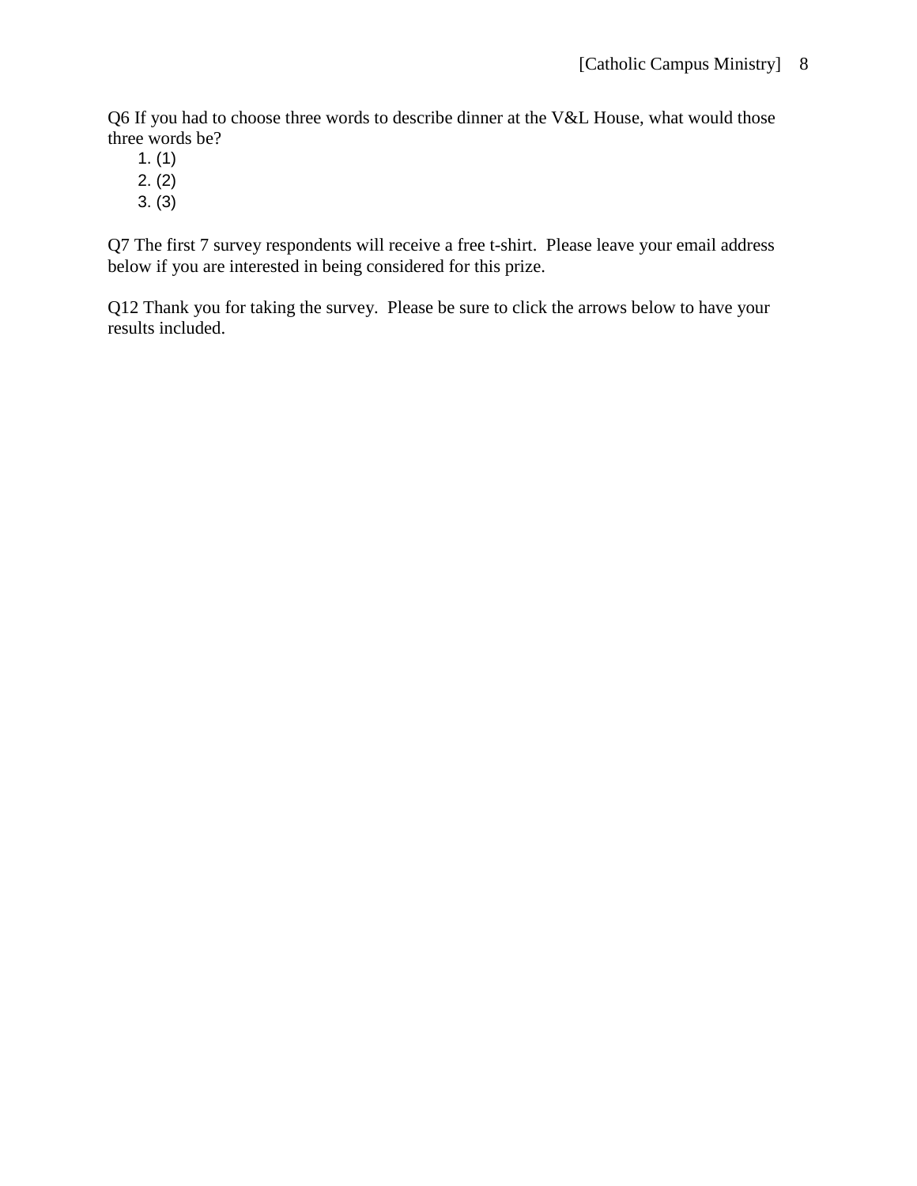Q6 If you had to choose three words to describe dinner at the V&L House, what would those three words be?

1. (1)
2. (2)
3. (3)

Q7 The first 7 survey respondents will receive a free t-shirt. Please leave your email address below if you are interested in being considered for this prize.

Q12 Thank you for taking the survey. Please be sure to click the arrows below to have your results included.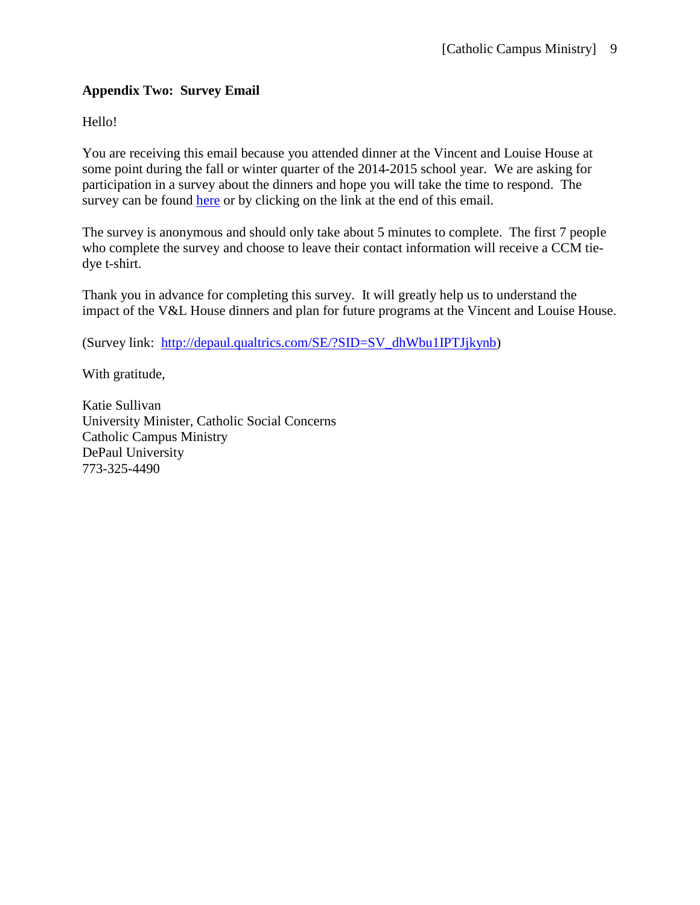**Appendix Two: Survey Email**

Hello!

You are receiving this email because you attended dinner at the Vincent and Louise House at some point during the fall or winter quarter of the 2014-2015 school year. We are asking for participation in a survey about the dinners and hope you will take the time to respond. The survey can be found [here](http://depaul.qualtrics.com/SE/?SID=SV_dhWbu1IPTJjkynb) or by clicking on the link at the end of this email.

The survey is anonymous and should only take about 5 minutes to complete. The first 7 people who complete the survey and choose to leave their contact information will receive a CCM tie-dye t-shirt.

Thank you in advance for completing this survey. It will greatly help us to understand the impact of the V&L House dinners and plan for future programs at the Vincent and Louise House.

(Survey link: [http://depaul.qualtrics.com/SE/?SID=SV_dhWbu1IPTJjkynb](http://depaul.qualtrics.com/SE/?SID=SV_dhWbu1IPTJjkynb))

With gratitude,

Katie Sullivan  
University Minister, Catholic Social Concerns  
Catholic Campus Ministry  
DePaul University  
773-325-4490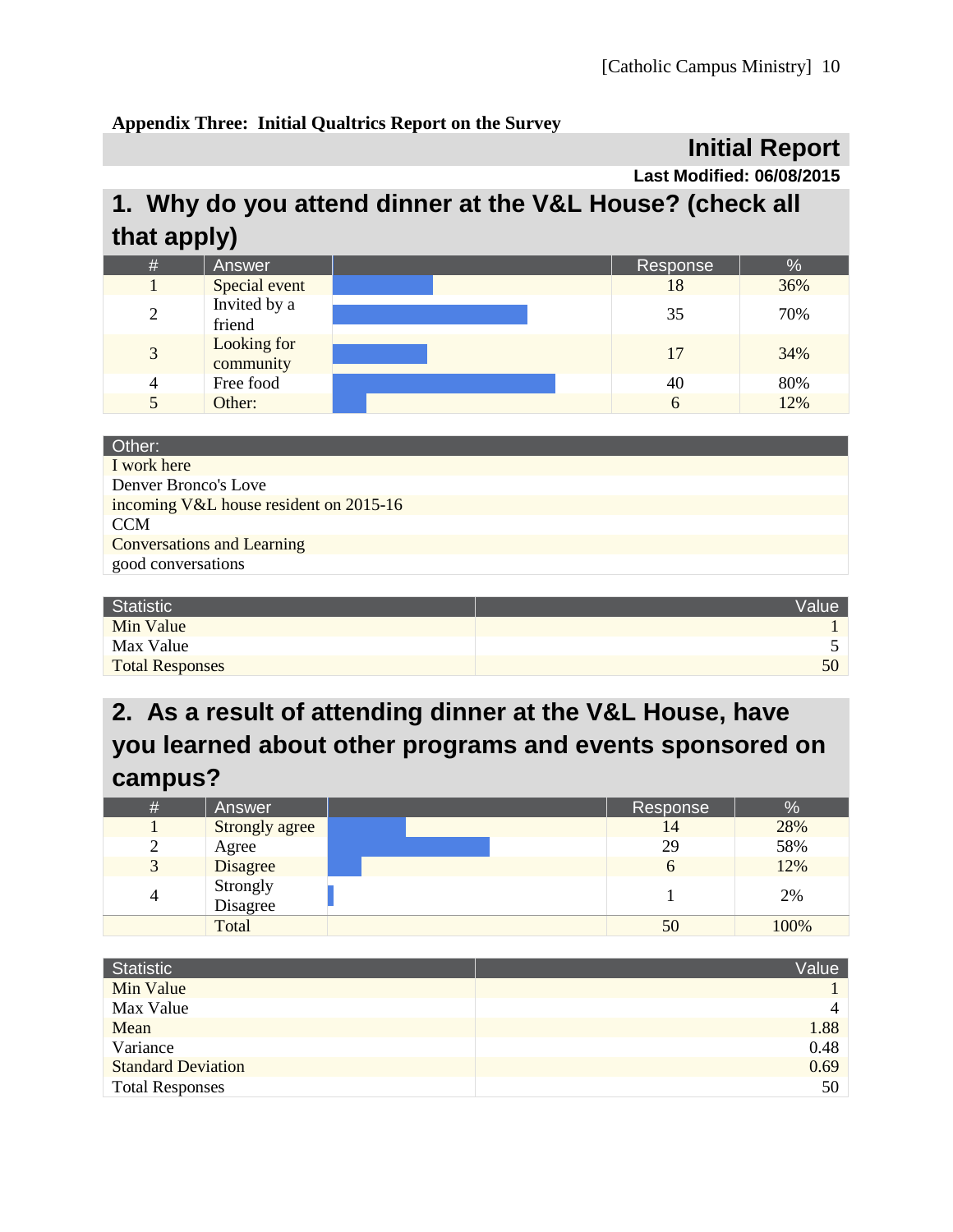**Appendix Three: Initial Qualtrics Report on the Survey**

## Initial Report

**Last Modified: 06/08/2015**

## 1. Why do you attend dinner at the V&L House? (check all that apply)

| # | Answer | | Response | % |
|---|---|---|---|---|
| 1 | Special event | | 18 | 36% |
| 2 | Invited by a friend | | 35 | 70% |
| 3 | Looking for community | | 17 | 34% |
| 4 | Free food | | 40 | 80% |
| 5 | Other: | | 6 | 12% |

| Other: |
|---|
| I work here |
| Denver Bronco's Love |
| incoming V&L house resident on 2015-16 |
| CCM |
| Conversations and Learning |
| good conversations |

| Statistic | Value |
|---|---|
| Min Value | 1 |
| Max Value | 5 |
| Total Responses | 50 |

## 2. As a result of attending dinner at the V&L House, have you learned about other programs and events sponsored on campus?

| # | Answer | | Response | % |
|---|---|---|---|---|
| 1 | Strongly agree | | 14 | 28% |
| 2 | Agree | | 29 | 58% |
| 3 | Disagree | | 6 | 12% |
| 4 | Strongly Disagree | | 1 | 2% |
| | Total | | 50 | 100% |

| Statistic | Value |
|---|---|
| Min Value | 1 |
| Max Value | 4 |
| Mean | 1.88 |
| Variance | 0.48 |
| Standard Deviation | 0.69 |
| Total Responses | 50 |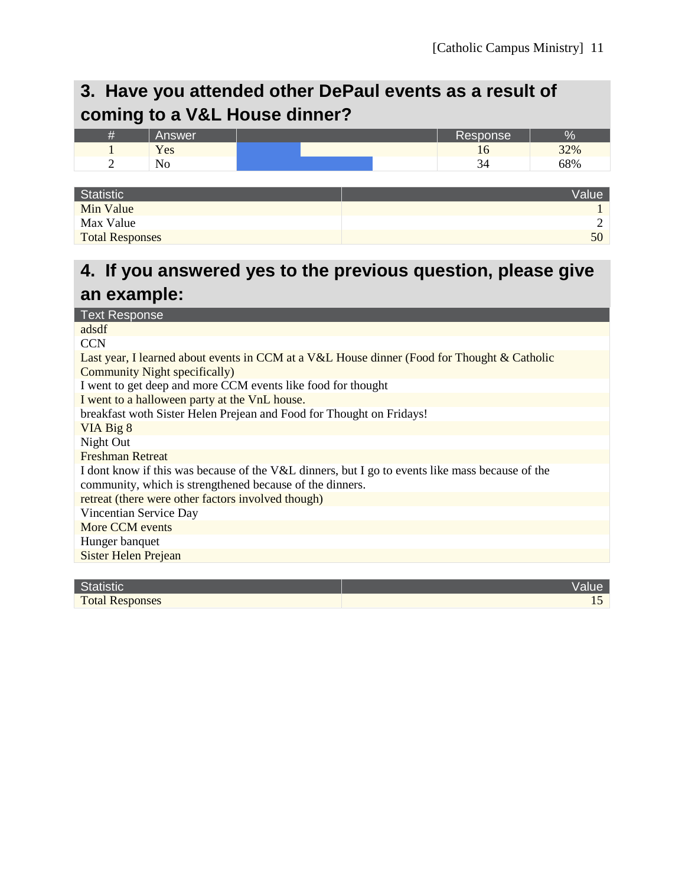## 3. Have you attended other DePaul events as a result of coming to a V&L House dinner?

| # | Answer | | Response | % |
|---|---|---|---|---|
| 1 | Yes | | 16 | 32% |
| 2 | No | | 34 | 68% |

| Statistic | Value |
|---|---|
| Min Value | 1 |
| Max Value | 2 |
| Total Responses | 50 |

## 4. If you answered yes to the previous question, please give an example:

| Text Response |
|---|
| adsdf |
| CCN |
| Last year, I learned about events in CCM at a V&L House dinner (Food for Thought & Catholic Community Night specifically) |
| I went to get deep and more CCM events like food for thought |
| I went to a halloween party at the VnL house. |
| breakfast woth Sister Helen Prejean and Food for Thought on Fridays! |
| VIA Big 8 |
| Night Out |
| Freshman Retreat |
| I dont know if this was because of the V&L dinners, but I go to events like mass because of the community, which is strengthened because of the dinners. |
| retreat (there were other factors involved though) |
| Vincentian Service Day |
| More CCM events |
| Hunger banquet |
| Sister Helen Prejean |

| Statistic | Value |
|---|---|
| Total Responses | 15 |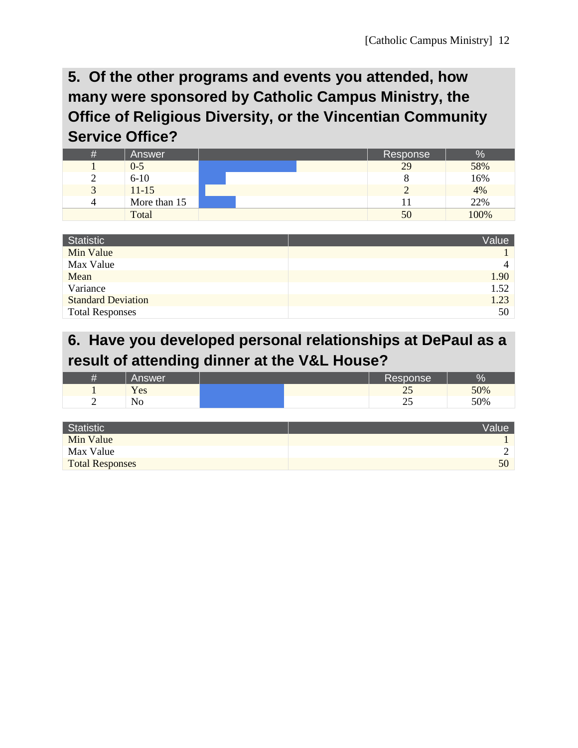## 5. Of the other programs and events you attended, how many were sponsored by Catholic Campus Ministry, the Office of Religious Diversity, or the Vincentian Community Service Office?

| # | Answer | | Response | % |
|---|---|---|---|---|
| 1 | 0-5 | | 29 | 58% |
| 2 | 6-10 | | 8 | 16% |
| 3 | 11-15 | | 2 | 4% |
| 4 | More than 15 | | 11 | 22% |
| | Total | | 50 | 100% |

| Statistic | Value |
|---|---|
| Min Value | 1 |
| Max Value | 4 |
| Mean | 1.90 |
| Variance | 1.52 |
| Standard Deviation | 1.23 |
| Total Responses | 50 |

## 6. Have you developed personal relationships at DePaul as a result of attending dinner at the V&L House?

| # | Answer | | Response | % |
|---|---|---|---|---|
| 1 | Yes | | 25 | 50% |
| 2 | No | | 25 | 50% |

| Statistic | Value |
|---|---|
| Min Value | 1 |
| Max Value | 2 |
| Total Responses | 50 |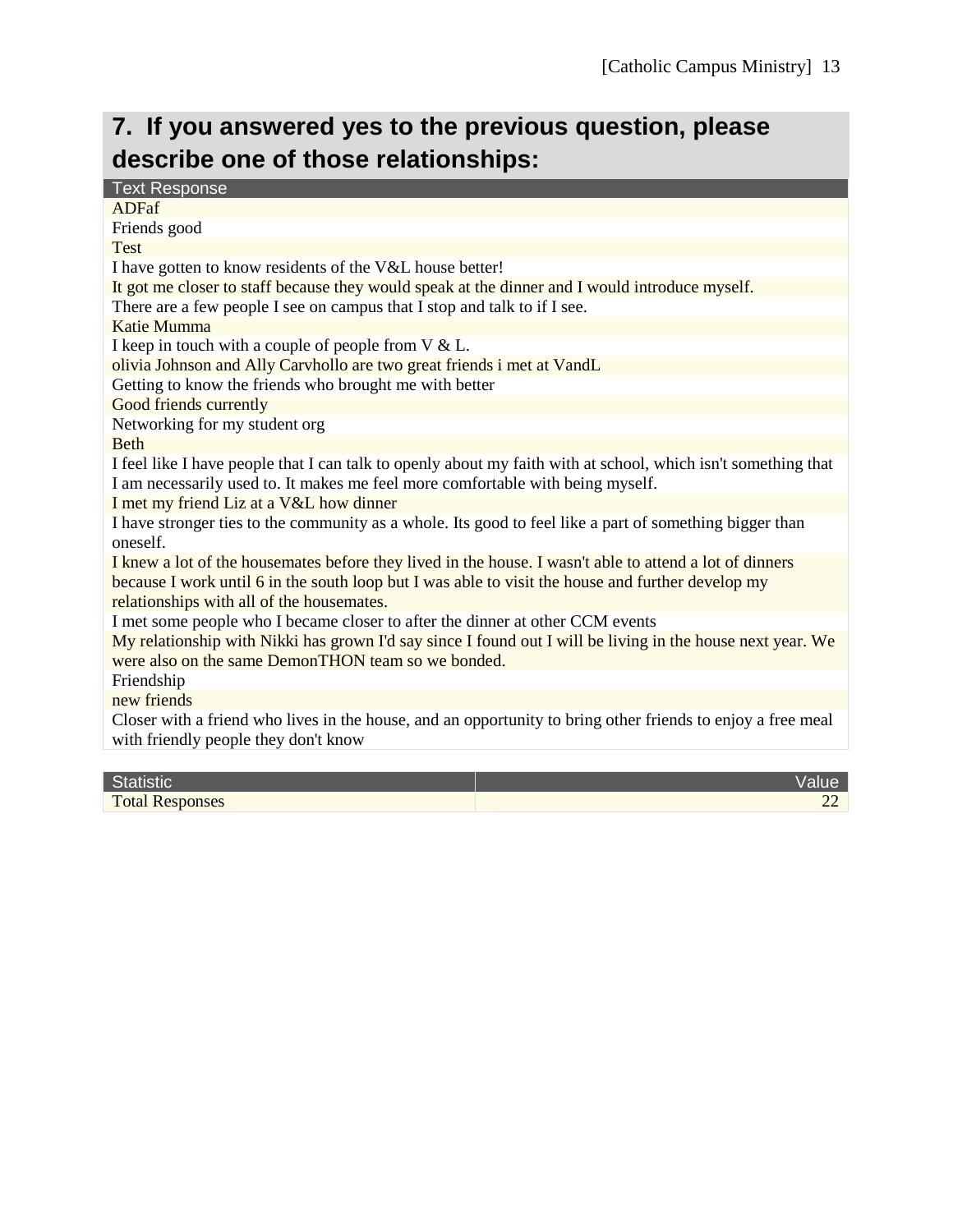## 7. If you answered yes to the previous question, please describe one of those relationships:

| Text Response |
| --- |
| ADFaf |
| Friends good |
| Test |
| I have gotten to know residents of the V&L house better! |
| It got me closer to staff because they would speak at the dinner and I would introduce myself. |
| There are a few people I see on campus that I stop and talk to if I see. |
| Katie Mumma |
| I keep in touch with a couple of people from V & L. |
| olivia Johnson and Ally Carvhollo are two great friends i met at VandL |
| Getting to know the friends who brought me with better |
| Good friends currently |
| Networking for my student org |
| Beth |
| I feel like I have people that I can talk to openly about my faith with at school, which isn't something that I am necessarily used to. It makes me feel more comfortable with being myself. |
| I met my friend Liz at a V&L how dinner |
| I have stronger ties to the community as a whole. Its good to feel like a part of something bigger than oneself. |
| I knew a lot of the housemates before they lived in the house. I wasn't able to attend a lot of dinners because I work until 6 in the south loop but I was able to visit the house and further develop my relationships with all of the housemates. |
| I met some people who I became closer to after the dinner at other CCM events |
| My relationship with Nikki has grown I'd say since I found out I will be living in the house next year. We were also on the same DemonTHON team so we bonded. |
| Friendship |
| new friends |
| Closer with a friend who lives in the house, and an opportunity to bring other friends to enjoy a free meal with friendly people they don't know |

| Statistic | Value |
| --- | --- |
| Total Responses | 22 |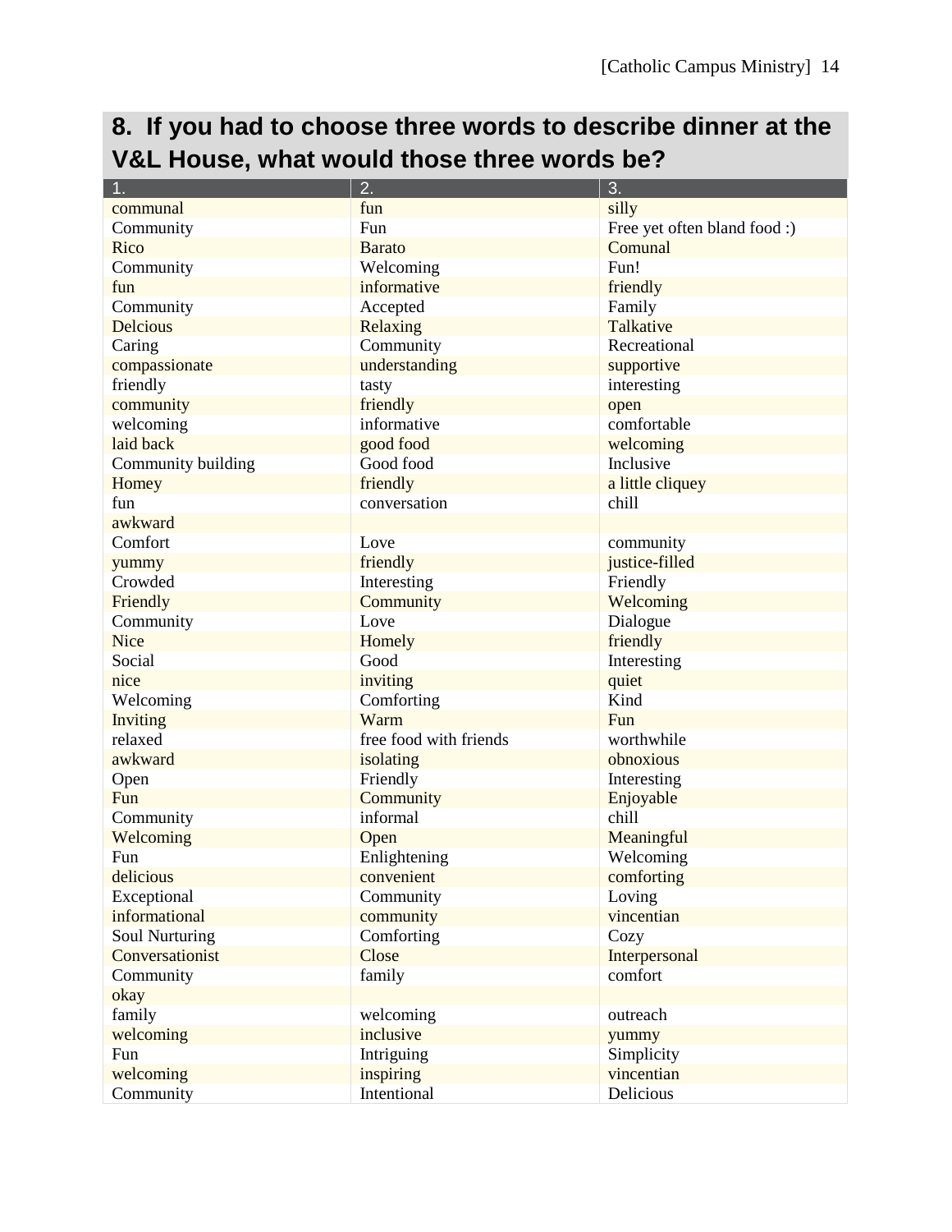## 8. If you had to choose three words to describe dinner at the V&L House, what would those three words be?

| 1. | 2. | 3. |
|---|---|---|
| communal | fun | silly |
| Community | Fun | Free yet often bland food :) |
| Rico | Barato | Comunal |
| Community | Welcoming | Fun! |
| fun | informative | friendly |
| Community | Accepted | Family |
| Delcious | Relaxing | Talkative |
| Caring | Community | Recreational |
| compassionate | understanding | supportive |
| friendly | tasty | interesting |
| community | friendly | open |
| welcoming | informative | comfortable |
| laid back | good food | welcoming |
| Community building | Good food | Inclusive |
| Homey | friendly | a little cliquey |
| fun | conversation | chill |
| awkward | | |
| Comfort | Love | community |
| yummy | friendly | justice-filled |
| Crowded | Interesting | Friendly |
| Friendly | Community | Welcoming |
| Community | Love | Dialogue |
| Nice | Homely | friendly |
| Social | Good | Interesting |
| nice | inviting | quiet |
| Welcoming | Comforting | Kind |
| Inviting | Warm | Fun |
| relaxed | free food with friends | worthwhile |
| awkward | isolating | obnoxious |
| Open | Friendly | Interesting |
| Fun | Community | Enjoyable |
| Community | informal | chill |
| Welcoming | Open | Meaningful |
| Fun | Enlightening | Welcoming |
| delicious | convenient | comforting |
| Exceptional | Community | Loving |
| informational | community | vincentian |
| Soul Nurturing | Comforting | Cozy |
| Conversationist | Close | Interpersonal |
| Community | family | comfort |
| okay | | |
| family | welcoming | outreach |
| welcoming | inclusive | yummy |
| Fun | Intriguing | Simplicity |
| welcoming | inspiring | vincentian |
| Community | Intentional | Delicious |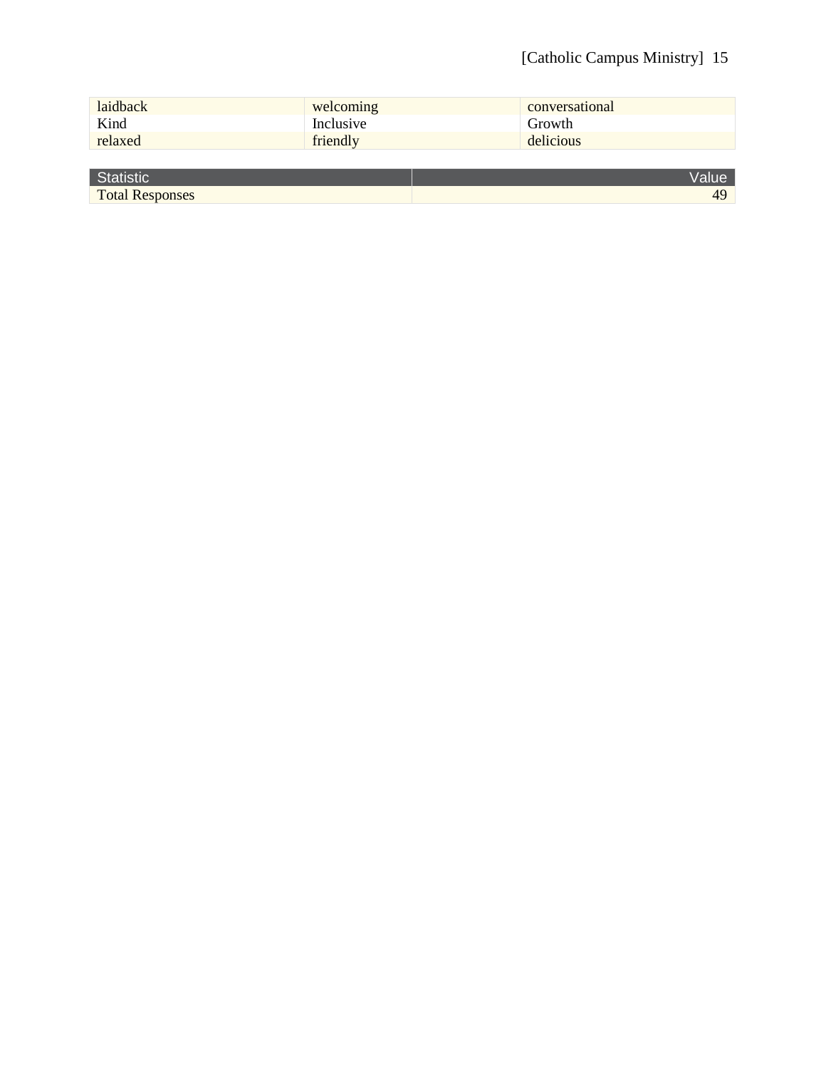| laidback | welcoming | conversational |
|---|---|---|
| Kind | Inclusive | Growth |
| relaxed | friendly | delicious |

| Statistic | Value |
|---|---|
| Total Responses | 49 |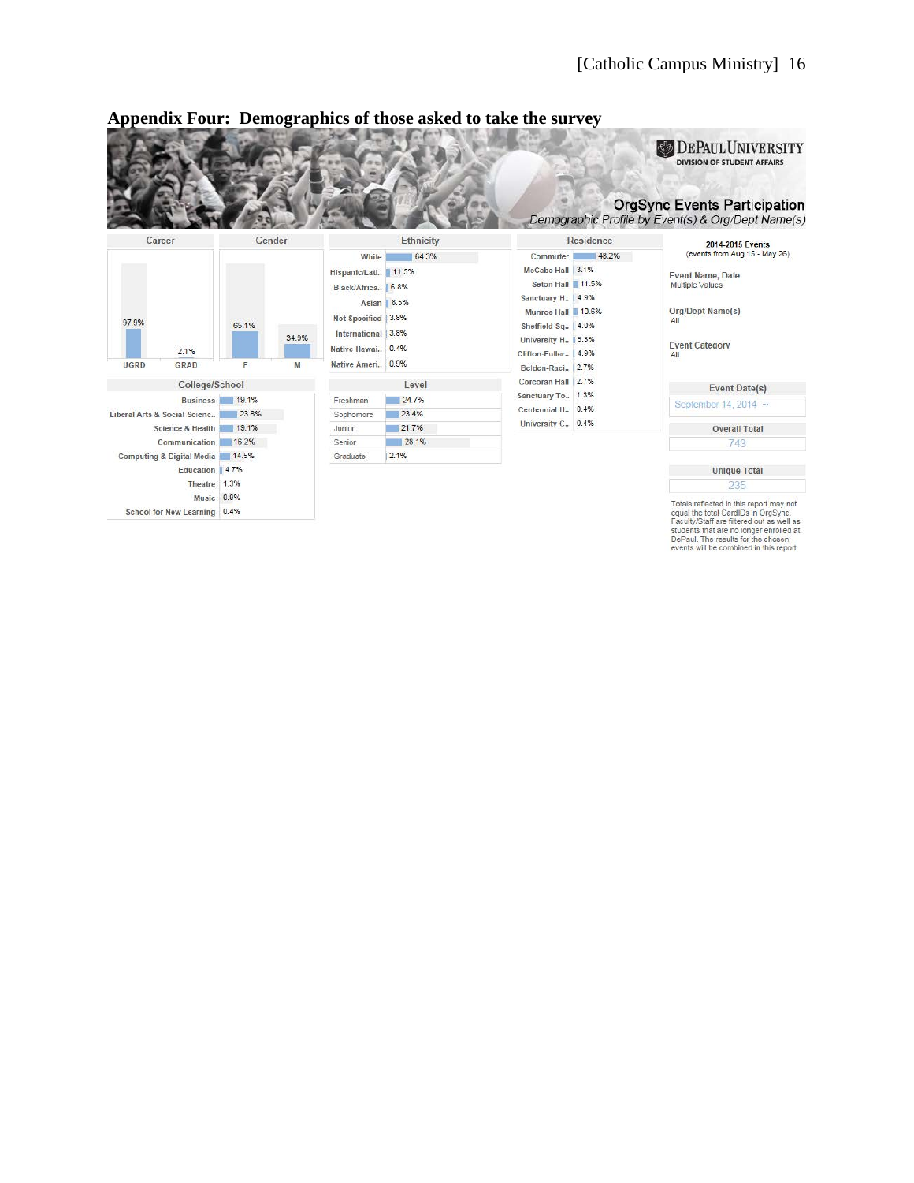## Appendix Four: Demographics of those asked to take the survey

DEPAUL UNIVERSITY
DIVISION OF STUDENT AFFAIRS

OrgSync Events Participation
*Demographic Profile by Event(s) & Org/Dept Name(s)*

Career
97.9%
2.1%
UGRD
GRAD

Gender
65.1%
34.9%
F
M

Ethnicity
White 64.3%
Hispanic/Lati.. 11.5%
Black/Africa.. 6.8%
Asian 6.5%
Not Specified 3.8%
International 3.8%
Native Hawai.. 0.4%
Native Ameri.. 0.9%

Residence
Commuter 48.2%
McCabe Hall 3.1%
Seton Hall 11.5%
Sanctuary H.. 4.9%
Munroe Hall 10.6%
Sheffield Sq.. 4.0%
University H.. 5.3%
Clifton-Fuller.. 4.9%
Belden-Raci.. 2.7%
Corcoran Hall 2.7%
Sanctuary To.. 1.3%
Centennial H.. 0.4%
University C.. 0.4%

College/School
Business 19.1%
Liberal Arts & Social Scienc.. 23.8%
Science & Health 19.1%
Communication 16.2%
Computing & Digital Media 14.5%
Education 4.7%
Theatre 1.3%
Music 0.9%
School for New Learning 0.4%

Level
Freshman 24.7%
Sophomore 23.4%
Junior 21.7%
Senior 28.1%
Graduate 2.1%

2014-2015 Events
(events from Aug 15 - May 26)

Event Name, Date
Multiple Values

Org/Dept Name(s)
All

Event Category
All

Event Date(s)
September 14, 2014 --

Overall Total
743

Unique Total
235

Totals reflected in this report may not equal the total CardIDs in OrgSync. Faculty/Staff are filtered out as well as students that are no longer enrolled at DePaul. The results for the chosen events will be combined in this report.